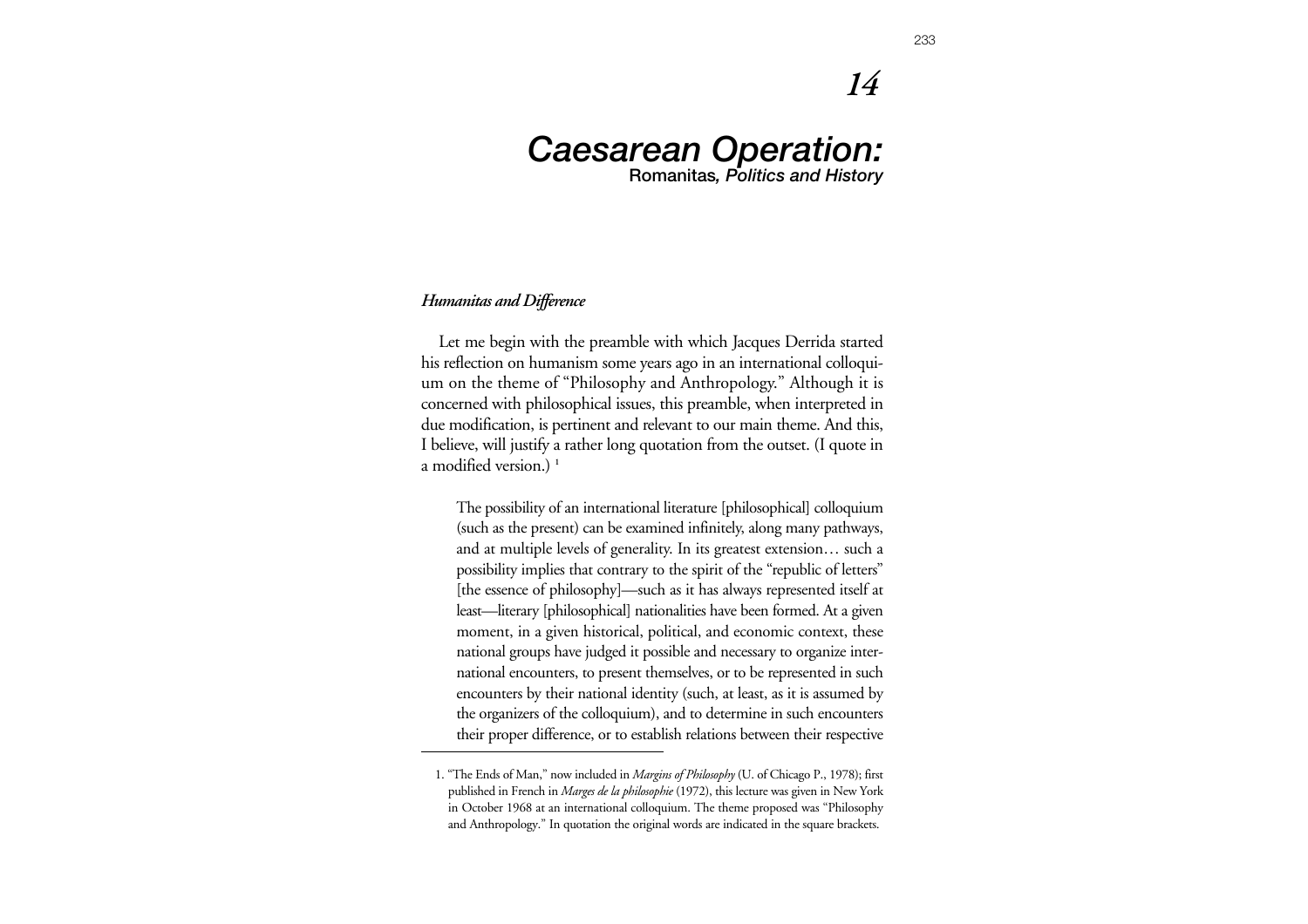# 14

# *Caesarean Operation:*

## Romanitas*, Politics and History*

### *Humanitas and Difference*

Let me begin with the preamble with which Jacques Derrida started his reflection on humanism some years ago in an international colloquium on the theme of "Philosophy and Anthropology." Although it is concerned with philosophical issues, this preamble, when interpreted in due modification, is pertinent and relevant to our main theme. And this, I believe, will justify a rather long quotation from the outset. (I quote in a modified version.) [1]

> The possibility of an international literature [philosophical] colloquium (such as the present) can be examined infinitely, along many pathways, and at multiple levels of generality. In its greatest extension… such a possibility implies that contrary to the spirit of the "republic of letters" [the essence of philosophy]—such as it has always represented itself at least—literary [philosophical] nationalities have been formed. At a given moment, in a given historical, political, and economic context, these national groups have judged it possible and necessary to organize international encounters, to present themselves, or to be represented in such encounters by their national identity (such, at least, as it is assumed by the organizers of the colloquium), and to determine in such encounters their proper difference, or to establish relations between their respective

1. "The Ends of Man," now included in *Margins of Philosophy* (U. of Chicago P., 1978); first published in French in *Marges de la philosophie* (1972), this lecture was given in New York in October 1968 at an international colloquium. The theme proposed was "Philosophy and Anthropology." In quotation the original words are indicated in the square brackets.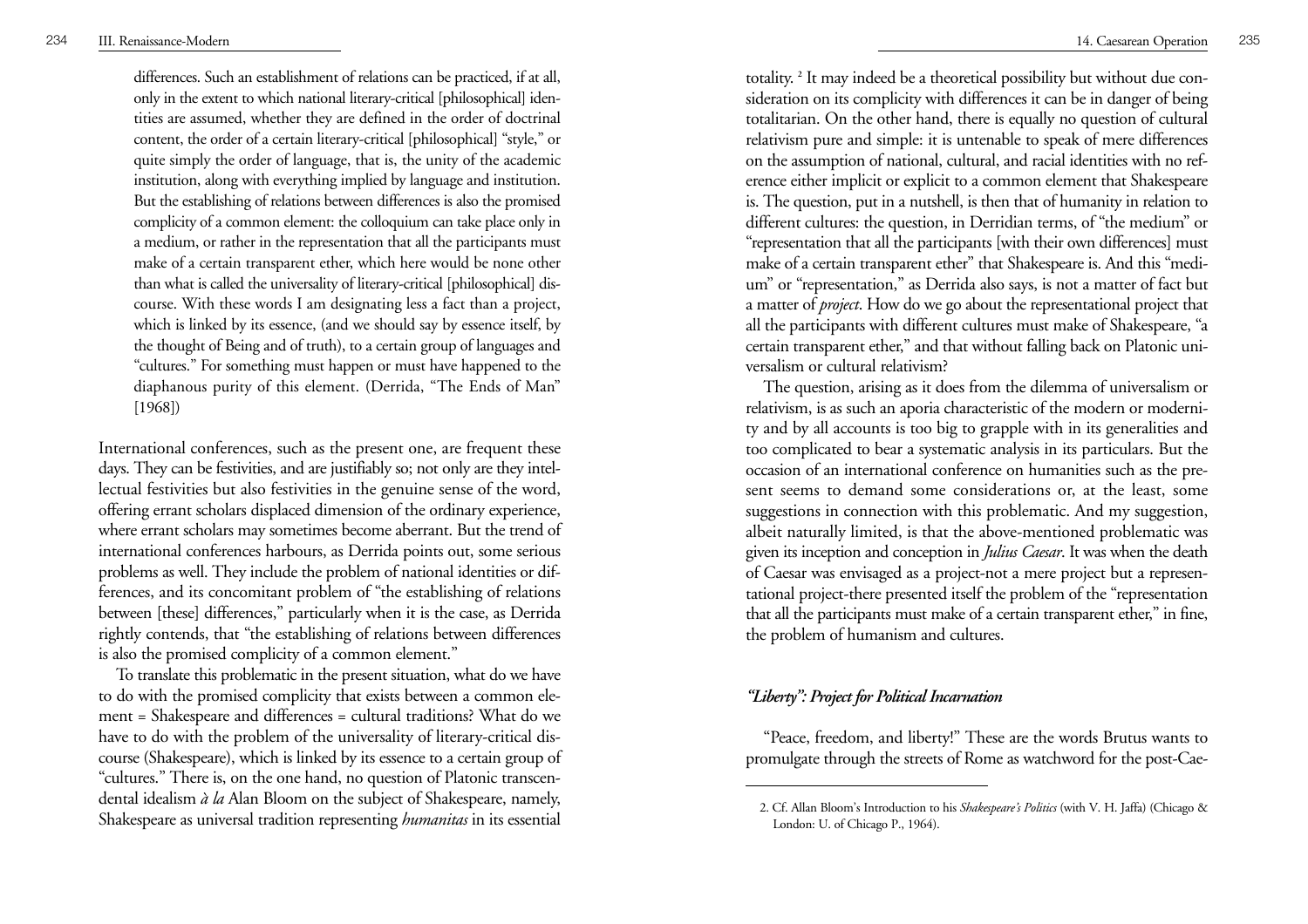> differences. Such an establishment of relations can be practiced, if at all, only in the extent to which national literary-critical [philosophical] identities are assumed, whether they are defined in the order of doctrinal content, the order of a certain literary-critical [philosophical] "style," or quite simply the order of language, that is, the unity of the academic institution, along with everything implied by language and institution. But the establishing of relations between differences is also the promised complicity of a common element: the colloquium can take place only in a medium, or rather in the representation that all the participants must make of a certain transparent ether, which here would be none other than what is called the universality of literary-critical [philosophical] discourse. With these words I am designating less a fact than a project, which is linked by its essence, (and we should say by essence itself, by the thought of Being and of truth), to a certain group of languages and "cultures." For something must happen or must have happened to the diaphanous purity of this element. (Derrida, "The Ends of Man" [1968])

International conferences, such as the present one, are frequent these days. They can be festivities, and are justifiably so; not only are they intellectual festivities but also festivities in the genuine sense of the word, offering errant scholars displaced dimension of the ordinary experience, where errant scholars may sometimes become aberrant. But the trend of international conferences harbours, as Derrida points out, some serious problems as well. They include the problem of national identities or differences, and its concomitant problem of "the establishing of relations between [these] differences," particularly when it is the case, as Derrida rightly contends, that "the establishing of relations between differences is also the promised complicity of a common element."

To translate this problematic in the present situation, what do we have to do with the promised complicity that exists between a common element = Shakespeare and differences = cultural traditions? What do we have to do with the problem of the universality of literary-critical discourse (Shakespeare), which is linked by its essence to a certain group of "cultures." There is, on the one hand, no question of Platonic transcendental idealism *à la* Alan Bloom on the subject of Shakespeare, namely, Shakespeare as universal tradition representing *humanitas* in its essential totality. [2] It may indeed be a theoretical possibility but without due consideration on its complicity with differences it can be in danger of being totalitarian. On the other hand, there is equally no question of cultural relativism pure and simple: it is untenable to speak of mere differences on the assumption of national, cultural, and racial identities with no reference either implicit or explicit to a common element that Shakespeare is. The question, put in a nutshell, is then that of humanity in relation to different cultures: the question, in Derridian terms, of "the medium" or "representation that all the participants [with their own differences] must make of a certain transparent ether" that Shakespeare is. And this "medium" or "representation," as Derrida also says, is not a matter of fact but a matter of *project*. How do we go about the representational project that all the participants with different cultures must make of Shakespeare, "a certain transparent ether," and that without falling back on Platonic universalism or cultural relativism?

The question, arising as it does from the dilemma of universalism or relativism, is as such an aporia characteristic of the modern or modernity and by all accounts is too big to grapple with in its generalities and too complicated to bear a systematic analysis in its particulars. But the occasion of an international conference on humanities such as the present seems to demand some considerations or, at the least, some suggestions in connection with this problematic. And my suggestion, albeit naturally limited, is that the above-mentioned problematic was given its inception and conception in *Julius Caesar*. It was when the death of Caesar was envisaged as a project-not a mere project but a representational project-there presented itself the problem of the "representation that all the participants must make of a certain transparent ether," in fine, the problem of humanism and cultures.

### *"Liberty": Project for Political Incarnation*

"Peace, freedom, and liberty!" These are the words Brutus wants to promulgate through the streets of Rome as watchword for the post-Cae-

2. Cf. Allan Bloom's Introduction to his *Shakespeare's Politics* (with V. H. Jaffa) (Chicago & London: U. of Chicago P., 1964).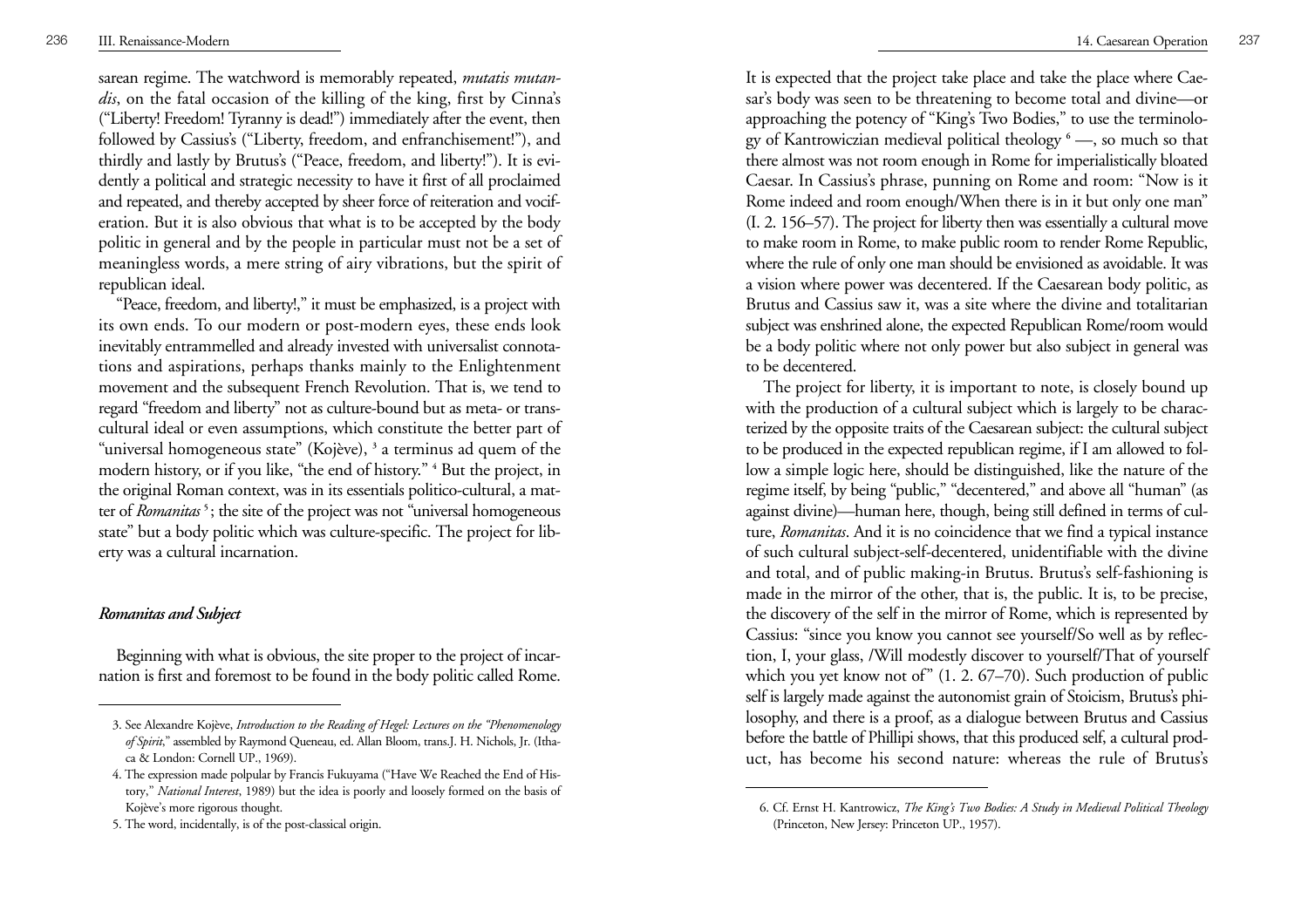sarean regime. The watchword is memorably repeated, *mutatis mutandis*, on the fatal occasion of the killing of the king, first by Cinna's ("Liberty! Freedom! Tyranny is dead!") immediately after the event, then followed by Cassius's ("Liberty, freedom, and enfranchisement!"), and thirdly and lastly by Brutus's ("Peace, freedom, and liberty!"). It is evidently a political and strategic necessity to have it first of all proclaimed and repeated, and thereby accepted by sheer force of reiteration and vociferation. But it is also obvious that what is to be accepted by the body politic in general and by the people in particular must not be a set of meaningless words, a mere string of airy vibrations, but the spirit of republican ideal.

"Peace, freedom, and liberty!," it must be emphasized, is a project with its own ends. To our modern or post-modern eyes, these ends look inevitably entrammelled and already invested with universalist connotations and aspirations, perhaps thanks mainly to the Enlightenment movement and the subsequent French Revolution. That is, we tend to regard "freedom and liberty" not as culture-bound but as meta- or transcultural ideal or even assumptions, which constitute the better part of "universal homogeneous state" (Kojève), [3] a terminus ad quem of the modern history, or if you like, "the end of history." [4] But the project, in the original Roman context, was in its essentials politico-cultural, a matter of *Romanitas* [5]; the site of the project was not "universal homogeneous state" but a body politic which was culture-specific. The project for liberty was a cultural incarnation.

### *Romanitas and Subject*

Beginning with what is obvious, the site proper to the project of incarnation is first and foremost to be found in the body politic called Rome. It is expected that the project take place and take the place where Caesar's body was seen to be threatening to become total and divine—or approaching the potency of "King's Two Bodies," to use the terminology of Kantrowiczian medieval political theology [6] —, so much so that there almost was not room enough in Rome for imperialistically bloated Caesar. In Cassius's phrase, punning on Rome and room: "Now is it Rome indeed and room enough/When there is in it but only one man" (I. 2. 156–57). The project for liberty then was essentially a cultural move to make room in Rome, to make public room to render Rome Republic, where the rule of only one man should be envisioned as avoidable. It was a vision where power was decentered. If the Caesarean body politic, as Brutus and Cassius saw it, was a site where the divine and totalitarian subject was enshrined alone, the expected Republican Rome/room would be a body politic where not only power but also subject in general was to be decentered.

The project for liberty, it is important to note, is closely bound up with the production of a cultural subject which is largely to be characterized by the opposite traits of the Caesarean subject: the cultural subject to be produced in the expected republican regime, if I am allowed to follow a simple logic here, should be distinguished, like the nature of the regime itself, by being "public," "decentered," and above all "human" (as against divine)—human here, though, being still defined in terms of culture, *Romanitas*. And it is no coincidence that we find a typical instance of such cultural subject-self-decentered, unidentifiable with the divine and total, and of public making-in Brutus. Brutus's self-fashioning is made in the mirror of the other, that is, the public. It is, to be precise, the discovery of the self in the mirror of Rome, which is represented by Cassius: "since you know you cannot see yourself/So well as by reflection, I, your glass, /Will modestly discover to yourself/That of yourself which you yet know not of" (1. 2. 67–70). Such production of public self is largely made against the autonomist grain of Stoicism, Brutus's philosophy, and there is a proof, as a dialogue between Brutus and Cassius before the battle of Phillipi shows, that this produced self, a cultural product, has become his second nature: whereas the rule of Brutus's

---

3. See Alexandre Kojève, *Introduction to the Reading of Hegel: Lectures on the "Phenomenology of Spirit,"* assembled by Raymond Queneau, ed. Allan Bloom, trans.J. H. Nichols, Jr. (Ithaca & London: Cornell UP., 1969).

4. The expression made polpular by Francis Fukuyama ("Have We Reached the End of History," *National Interest*, 1989) but the idea is poorly and loosely formed on the basis of Kojève's more rigorous thought.

5. The word, incidentally, is of the post-classical origin.

6. Cf. Ernst H. Kantrowicz, *The King's Two Bodies: A Study in Medieval Political Theology* (Princeton, New Jersey: Princeton UP., 1957).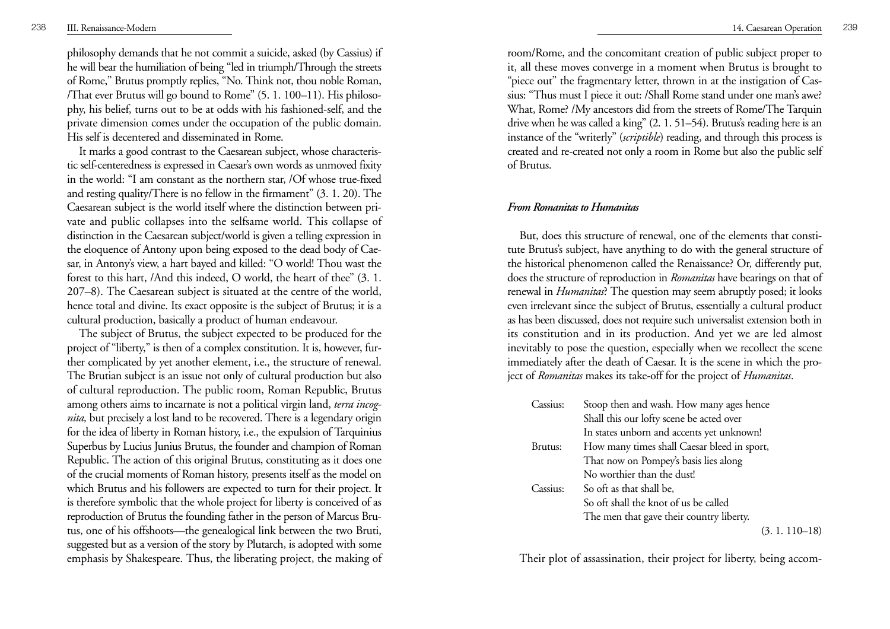philosophy demands that he not commit a suicide, asked (by Cassius) if he will bear the humiliation of being "led in triumph/Through the streets of Rome," Brutus promptly replies, "No. Think not, thou noble Roman, /That ever Brutus will go bound to Rome" (5. 1. 100–11). His philosophy, his belief, turns out to be at odds with his fashioned-self, and the private dimension comes under the occupation of the public domain. His self is decentered and disseminated in Rome.

It marks a good contrast to the Caesarean subject, whose characteristic self-centeredness is expressed in Caesar's own words as unmoved fixity in the world: "I am constant as the northern star, /Of whose true-fixed and resting quality/There is no fellow in the firmament" (3. 1. 20). The Caesarean subject is the world itself where the distinction between private and public collapses into the selfsame world. This collapse of distinction in the Caesarean subject/world is given a telling expression in the eloquence of Antony upon being exposed to the dead body of Caesar, in Antony's view, a hart bayed and killed: "O world! Thou wast the forest to this hart, /And this indeed, O world, the heart of thee" (3. 1. 207–8). The Caesarean subject is situated at the centre of the world, hence total and divine. Its exact opposite is the subject of Brutus; it is a cultural production, basically a product of human endeavour.

The subject of Brutus, the subject expected to be produced for the project of "liberty," is then of a complex constitution. It is, however, further complicated by yet another element, i.e., the structure of renewal. The Brutian subject is an issue not only of cultural production but also of cultural reproduction. The public room, Roman Republic, Brutus among others aims to incarnate is not a political virgin land, *terra incognita,* but precisely a lost land to be recovered. There is a legendary origin for the idea of liberty in Roman history, i.e., the expulsion of Tarquinius Superbus by Lucius Junius Brutus, the founder and champion of Roman Republic. The action of this original Brutus, constituting as it does one of the crucial moments of Roman history, presents itself as the model on which Brutus and his followers are expected to turn for their project. It is therefore symbolic that the whole project for liberty is conceived of as reproduction of Brutus the founding father in the person of Marcus Brutus, one of his offshoots—the genealogical link between the two Bruti, suggested but as a version of the story by Plutarch, is adopted with some emphasis by Shakespeare. Thus, the liberating project, the making of room/Rome, and the concomitant creation of public subject proper to it, all these moves converge in a moment when Brutus is brought to "piece out" the fragmentary letter, thrown in at the instigation of Cassius: "Thus must I piece it out: /Shall Rome stand under one man's awe? What, Rome? /My ancestors did from the streets of Rome/The Tarquin drive when he was called a king" (2. 1. 51–54). Brutus's reading here is an instance of the "writerly" (*scriptible*) reading, and through this process is created and re-created not only a room in Rome but also the public self of Brutus.

### *From Romanitas to Humanitas*

But, does this structure of renewal, one of the elements that constitute Brutus's subject, have anything to do with the general structure of the historical phenomenon called the Renaissance? Or, differently put, does the structure of reproduction in *Romanitas* have bearings on that of renewal in *Humanitas*? The question may seem abruptly posed; it looks even irrelevant since the subject of Brutus, essentially a cultural product as has been discussed, does not require such universalist extension both in its constitution and in its production. And yet we are led almost inevitably to pose the question, especially when we recollect the scene immediately after the death of Caesar. It is the scene in which the project of *Romanitas* makes its take-off for the project of *Humanitas*.

> Cassius: Stoop then and wash. How many ages hence
> Shall this our lofty scene be acted over
> In states unborn and accents yet unknown!
> Brutus: How many times shall Caesar bleed in sport,
> That now on Pompey's basis lies along
> No worthier than the dust!
> Cassius: So oft as that shall be,
> So oft shall the knot of us be called
> The men that gave their country liberty.
> (3. 1. 110–18)

Their plot of assassination, their project for liberty, being accom-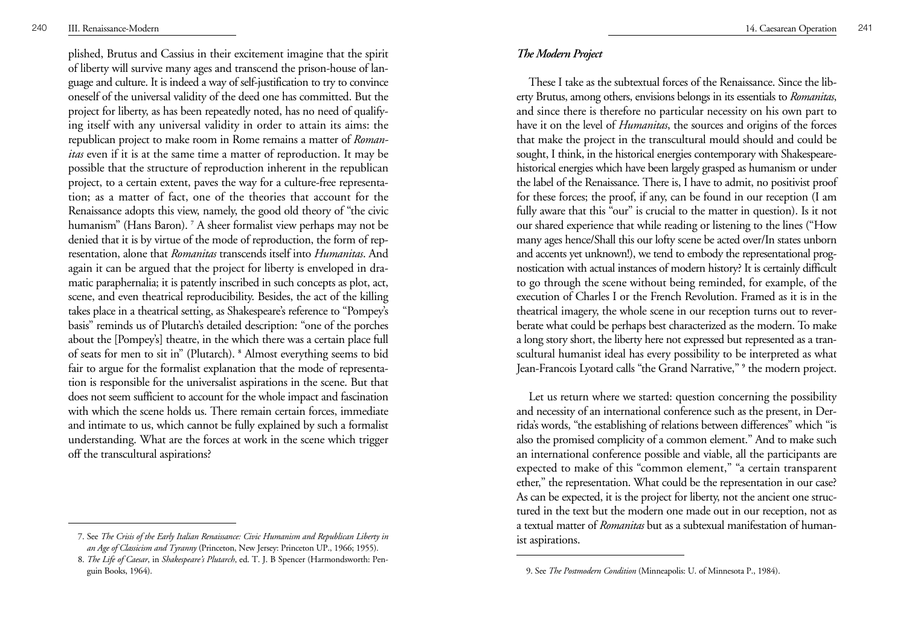plished, Brutus and Cassius in their excitement imagine that the spirit of liberty will survive many ages and transcend the prison-house of language and culture. It is indeed a way of self-justification to try to convince oneself of the universal validity of the deed one has committed. But the project for liberty, as has been repeatedly noted, has no need of qualifying itself with any universal validity in order to attain its aims: the republican project to make room in Rome remains a matter of *Romanitas* even if it is at the same time a matter of reproduction. It may be possible that the structure of reproduction inherent in the republican project, to a certain extent, paves the way for a culture-free representation; as a matter of fact, one of the theories that account for the Renaissance adopts this view, namely, the good old theory of "the civic humanism" (Hans Baron). [7] A sheer formalist view perhaps may not be denied that it is by virtue of the mode of reproduction, the form of representation, alone that *Romanitas* transcends itself into *Humanitas*. And again it can be argued that the project for liberty is enveloped in dramatic paraphernalia; it is patently inscribed in such concepts as plot, act, scene, and even theatrical reproducibility. Besides, the act of the killing takes place in a theatrical setting, as Shakespeare's reference to "Pompey's basis" reminds us of Plutarch's detailed description: "one of the porches about the [Pompey's] theatre, in the which there was a certain place full of seats for men to sit in" (Plutarch). [8] Almost everything seems to bid fair to argue for the formalist explanation that the mode of representation is responsible for the universalist aspirations in the scene. But that does not seem sufficient to account for the whole impact and fascination with which the scene holds us. There remain certain forces, immediate and intimate to us, which cannot be fully explained by such a formalist understanding. What are the forces at work in the scene which trigger off the transcultural aspirations?

7. See *The Crisis of the Early Italian Renaissance: Civic Humanism and Republican Liberty in an Age of Classicism and Tyranny* (Princeton, New Jersey: Princeton UP., 1966; 1955).

8. *The Life of Caesar*, in *Shakespeare's Plutarch*, ed. T. J. B Spencer (Harmondsworth: Penguin Books, 1964).

### *The Modern Project*

These I take as the subtextual forces of the Renaissance. Since the liberty Brutus, among others, envisions belongs in its essentials to *Romanitas*, and since there is therefore no particular necessity on his own part to have it on the level of *Humanitas*, the sources and origins of the forces that make the project in the transcultural mould should and could be sought, I think, in the historical energies contemporary with Shakespeare-historical energies which have been largely grasped as humanism or under the label of the Renaissance. There is, I have to admit, no positivist proof for these forces; the proof, if any, can be found in our reception (I am fully aware that this "our" is crucial to the matter in question). Is it not our shared experience that while reading or listening to the lines ("How many ages hence/Shall this our lofty scene be acted over/In states unborn and accents yet unknown!), we tend to embody the representational prognostication with actual instances of modern history? It is certainly difficult to go through the scene without being reminded, for example, of the execution of Charles I or the French Revolution. Framed as it is in the theatrical imagery, the whole scene in our reception turns out to reverberate what could be perhaps best characterized as the modern. To make a long story short, the liberty here not expressed but represented as a transcultural humanist ideal has every possibility to be interpreted as what Jean-Francois Lyotard calls "the Grand Narrative," [9] the modern project.

Let us return where we started: question concerning the possibility and necessity of an international conference such as the present, in Derrida's words, "the establishing of relations between differences" which "is also the promised complicity of a common element." And to make such an international conference possible and viable, all the participants are expected to make of this "common element," "a certain transparent ether," the representation. What could be the representation in our case? As can be expected, it is the project for liberty, not the ancient one structured in the text but the modern one made out in our reception, not as a textual matter of *Romanitas* but as a subtexual manifestation of humanist aspirations.

9. See *The Postmodern Condition* (Minneapolis: U. of Minnesota P., 1984).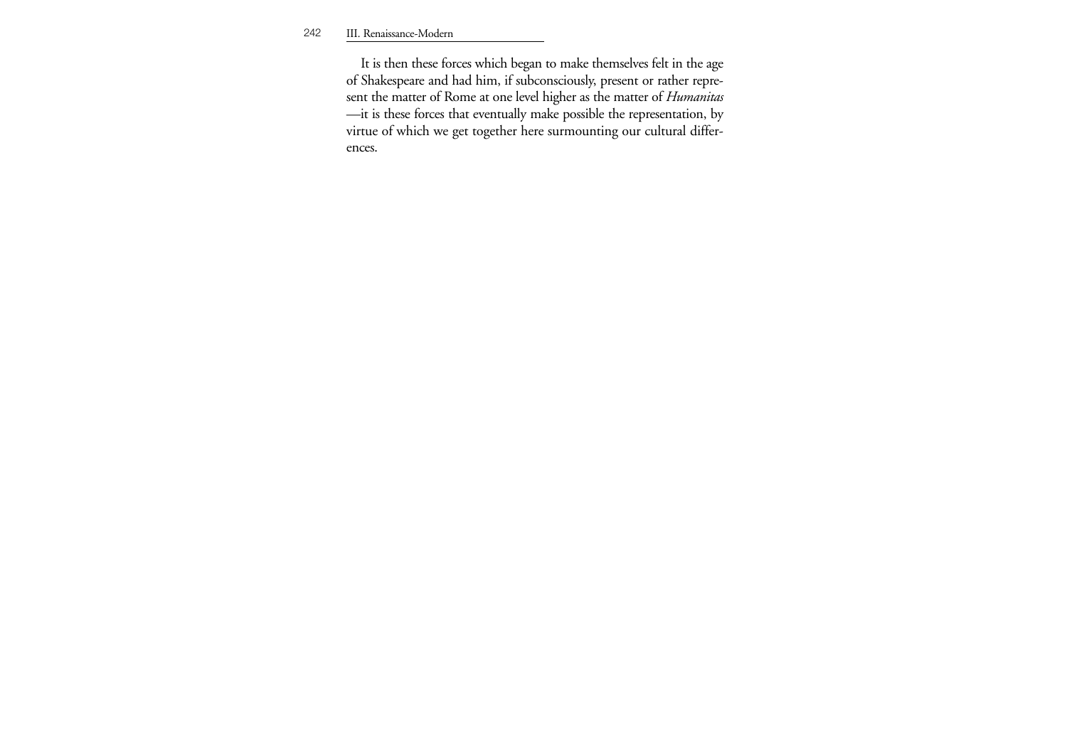It is then these forces which began to make themselves felt in the age of Shakespeare and had him, if subconsciously, present or rather represent the matter of Rome at one level higher as the matter of *Humanitas*—it is these forces that eventually make possible the representation, by virtue of which we get together here surmounting our cultural differences.